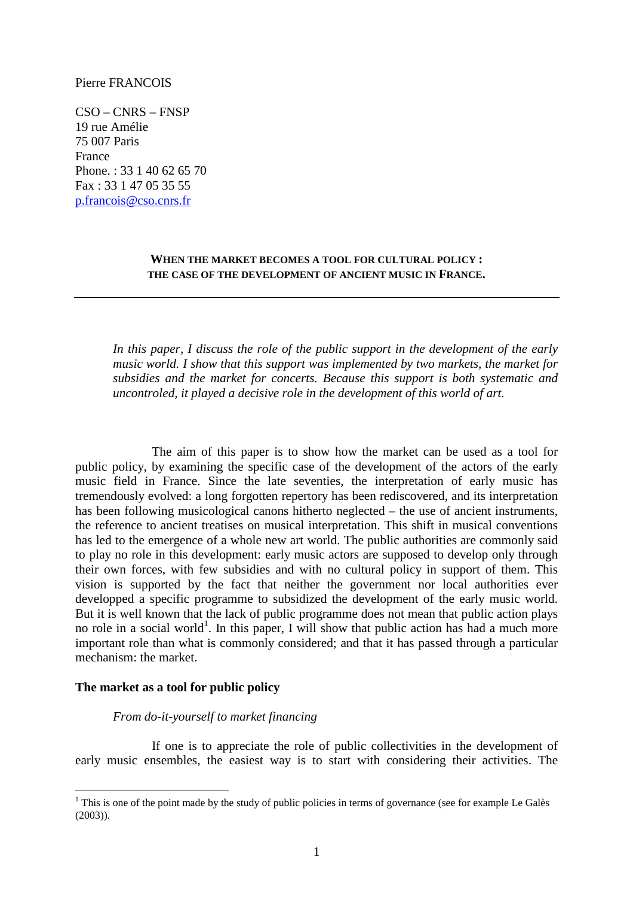Pierre FRANCOIS

CSO – CNRS – FNSP
19 rue Amélie
75 007 Paris
France
Phone. : 33 1 40 62 65 70
Fax : 33 1 47 05 35 55
p.francois@cso.cnrs.fr

# WHEN THE MARKET BECOMES A TOOL FOR CULTURAL POLICY : THE CASE OF THE DEVELOPMENT OF ANCIENT MUSIC IN FRANCE.

---

*In this paper, I discuss the role of the public support in the development of the early music world. I show that this support was implemented by two markets, the market for subsidies and the market for concerts. Because this support is both systematic and uncontroled, it played a decisive role in the development of this world of art.*

The aim of this paper is to show how the market can be used as a tool for public policy, by examining the specific case of the development of the actors of the early music field in France. Since the late seventies, the interpretation of early music has tremendously evolved: a long forgotten repertory has been rediscovered, and its interpretation has been following musicological canons hitherto neglected – the use of ancient instruments, the reference to ancient treatises on musical interpretation. This shift in musical conventions has led to the emergence of a whole new art world. The public authorities are commonly said to play no role in this development: early music actors are supposed to develop only through their own forces, with few subsidies and with no cultural policy in support of them. This vision is supported by the fact that neither the government nor local authorities ever developped a specific programme to subsidized the development of the early music world. But it is well known that the lack of public programme does not mean that public action plays no role in a social world[1]. In this paper, I will show that public action has had a much more important role than what is commonly considered; and that it has passed through a particular mechanism: the market.

## The market as a tool for public policy

### *From do-it-yourself to market financing*

If one is to appreciate the role of public collectivities in the development of early music ensembles, the easiest way is to start with considering their activities. The

[1] This is one of the point made by the study of public policies in terms of governance (see for example Le Galès (2003)).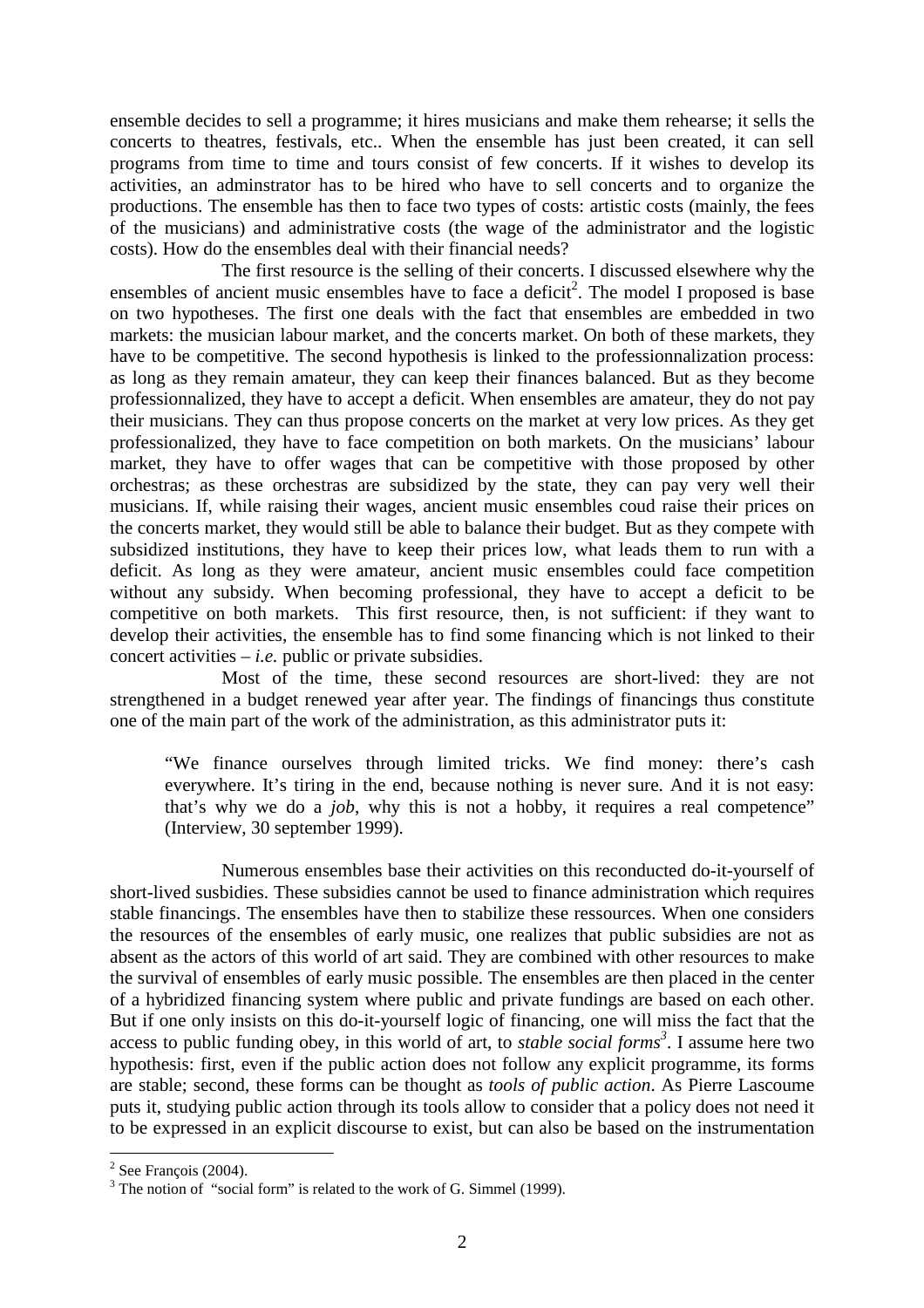ensemble decides to sell a programme; it hires musicians and make them rehearse; it sells the concerts to theatres, festivals, etc.. When the ensemble has just been created, it can sell programs from time to time and tours consist of few concerts. If it wishes to develop its activities, an adminstrator has to be hired who have to sell concerts and to organize the productions. The ensemble has then to face two types of costs: artistic costs (mainly, the fees of the musicians) and administrative costs (the wage of the administrator and the logistic costs). How do the ensembles deal with their financial needs?

The first resource is the selling of their concerts. I discussed elsewhere why the ensembles of ancient music ensembles have to face a deficit[2]. The model I proposed is base on two hypotheses. The first one deals with the fact that ensembles are embedded in two markets: the musician labour market, and the concerts market. On both of these markets, they have to be competitive. The second hypothesis is linked to the professionnalization process: as long as they remain amateur, they can keep their finances balanced. But as they become professionnalized, they have to accept a deficit. When ensembles are amateur, they do not pay their musicians. They can thus propose concerts on the market at very low prices. As they get professionalized, they have to face competition on both markets. On the musicians' labour market, they have to offer wages that can be competitive with those proposed by other orchestras; as these orchestras are subsidized by the state, they can pay very well their musicians. If, while raising their wages, ancient music ensembles coud raise their prices on the concerts market, they would still be able to balance their budget. But as they compete with subsidized institutions, they have to keep their prices low, what leads them to run with a deficit. As long as they were amateur, ancient music ensembles could face competition without any subsidy. When becoming professional, they have to accept a deficit to be competitive on both markets. This first resource, then, is not sufficient: if they want to develop their activities, the ensemble has to find some financing which is not linked to their concert activities – *i.e.* public or private subsidies.

Most of the time, these second resources are short-lived: they are not strengthened in a budget renewed year after year. The findings of financings thus constitute one of the main part of the work of the administration, as this administrator puts it:

> "We finance ourselves through limited tricks. We find money: there's cash everywhere. It's tiring in the end, because nothing is never sure. And it is not easy: that's why we do a *job*, why this is not a hobby, it requires a real competence" (Interview, 30 september 1999).

Numerous ensembles base their activities on this reconducted do-it-yourself of short-lived susbidies. These subsidies cannot be used to finance administration which requires stable financings. The ensembles have then to stabilize these ressources. When one considers the resources of the ensembles of early music, one realizes that public subsidies are not as absent as the actors of this world of art said. They are combined with other resources to make the survival of ensembles of early music possible. The ensembles are then placed in the center of a hybridized financing system where public and private fundings are based on each other. But if one only insists on this do-it-yourself logic of financing, one will miss the fact that the access to public funding obey, in this world of art, to *stable social forms*[3]. I assume here two hypothesis: first, even if the public action does not follow any explicit programme, its forms are stable; second, these forms can be thought as *tools of public action*. As Pierre Lascoume puts it, studying public action through its tools allow to consider that a policy does not need it to be expressed in an explicit discourse to exist, but can also be based on the instrumentation

---

[2] See François (2004).

[3] The notion of "social form" is related to the work of G. Simmel (1999).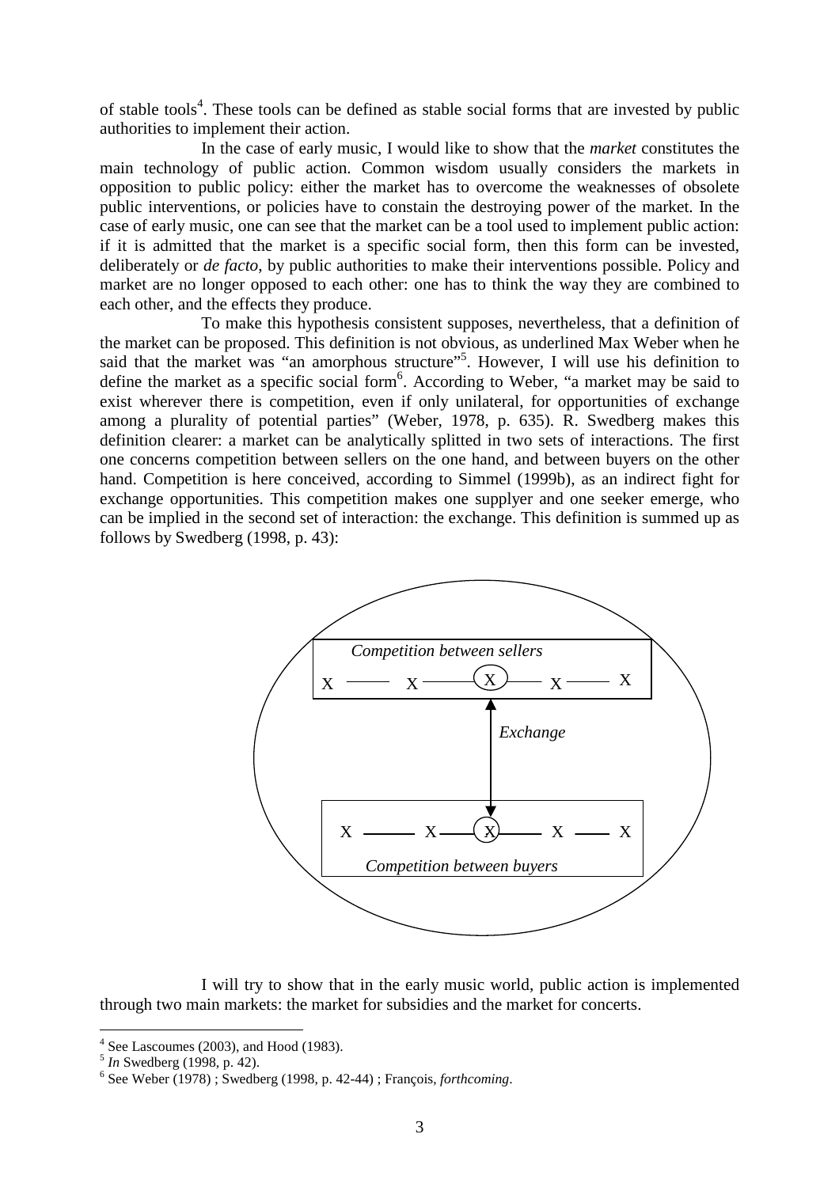of stable tools[4]. These tools can be defined as stable social forms that are invested by public authorities to implement their action.

In the case of early music, I would like to show that the *market* constitutes the main technology of public action. Common wisdom usually considers the markets in opposition to public policy: either the market has to overcome the weaknesses of obsolete public interventions, or policies have to constain the destroying power of the market. In the case of early music, one can see that the market can be a tool used to implement public action: if it is admitted that the market is a specific social form, then this form can be invested, deliberately or *de facto*, by public authorities to make their interventions possible. Policy and market are no longer opposed to each other: one has to think the way they are combined to each other, and the effects they produce.

To make this hypothesis consistent supposes, nevertheless, that a definition of the market can be proposed. This definition is not obvious, as underlined Max Weber when he said that the market was "an amorphous structure"[5]. However, I will use his definition to define the market as a specific social form[6]. According to Weber, "a market may be said to exist wherever there is competition, even if only unilateral, for opportunities of exchange among a plurality of potential parties" (Weber, 1978, p. 635). R. Swedberg makes this definition clearer: a market can be analytically splitted in two sets of interactions. The first one concerns competition between sellers on the one hand, and between buyers on the other hand. Competition is here conceived, according to Simmel (1999b), as an indirect fight for exchange opportunities. This competition makes one supplyer and one seeker emerge, who can be implied in the second set of interaction: the exchange. This definition is summed up as follows by Swedberg (1998, p. 43):

*Competition between sellers*

X —— X —— (X) —— X —— X

*Exchange*

X —— X —— (X) —— X —— X

*Competition between buyers*

I will try to show that in the early music world, public action is implemented through two main markets: the market for subsidies and the market for concerts.

---

[4] See Lascoumes (2003), and Hood (1983).

[5] *In* Swedberg (1998, p. 42).

[6] See Weber (1978) ; Swedberg (1998, p. 42-44) ; François, *forthcoming*.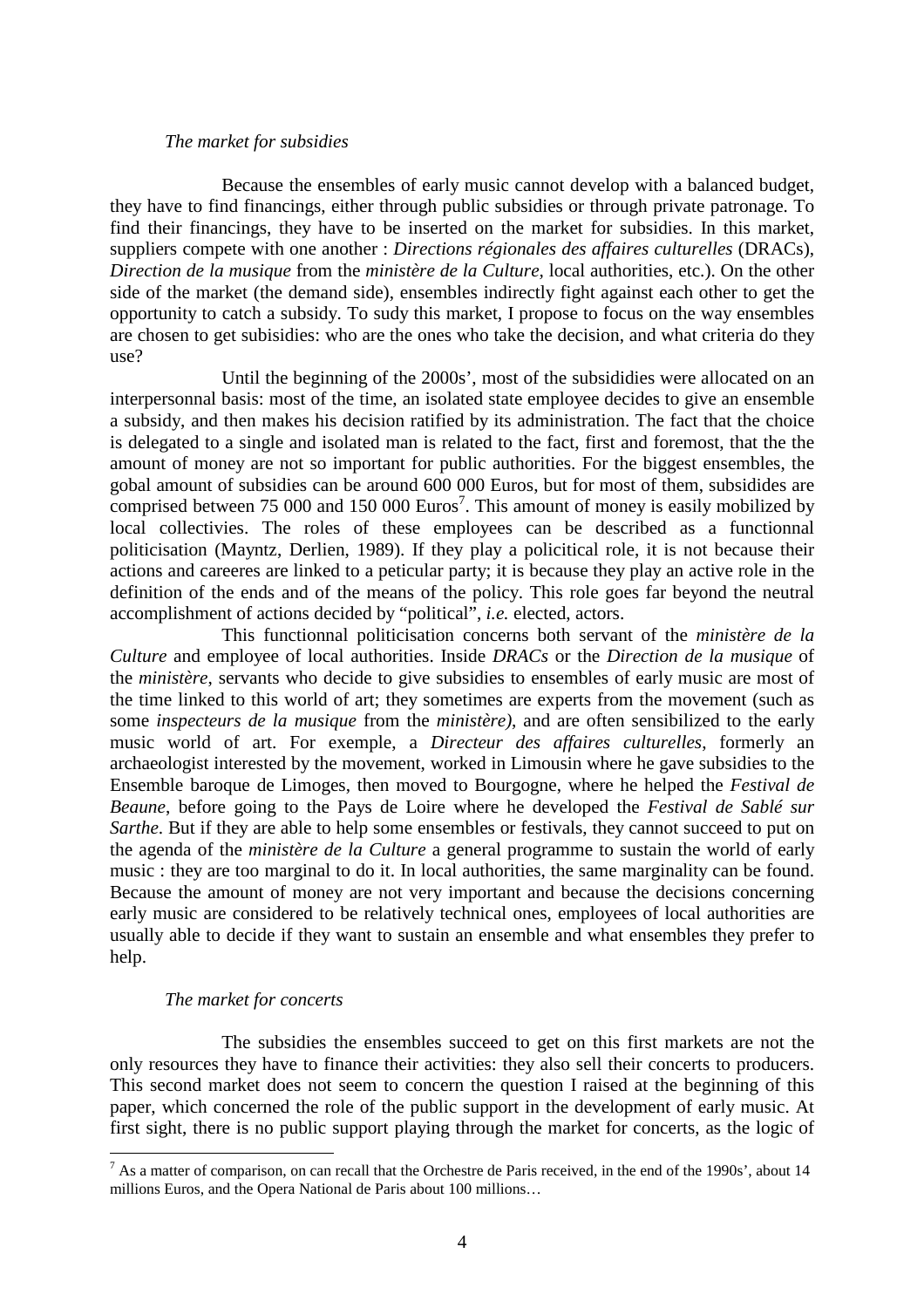*The market for subsidies*

Because the ensembles of early music cannot develop with a balanced budget, they have to find financings, either through public subsidies or through private patronage. To find their financings, they have to be inserted on the market for subsidies. In this market, suppliers compete with one another : *Directions régionales des affaires culturelles* (DRACs), *Direction de la musique* from the *ministère de la Culture,* local authorities, etc.). On the other side of the market (the demand side), ensembles indirectly fight against each other to get the opportunity to catch a subsidy. To sudy this market, I propose to focus on the way ensembles are chosen to get subisidies: who are the ones who take the decision, and what criteria do they use?

Until the beginning of the 2000s', most of the subsididies were allocated on an interpersonnal basis: most of the time, an isolated state employee decides to give an ensemble a subsidy, and then makes his decision ratified by its administration. The fact that the choice is delegated to a single and isolated man is related to the fact, first and foremost, that the the amount of money are not so important for public authorities. For the biggest ensembles, the gobal amount of subsidies can be around 600 000 Euros, but for most of them, subsidides are comprised between 75 000 and 150 000 Euros[7]. This amount of money is easily mobilized by local collectivies. The roles of these employees can be described as a functionnal politicisation (Mayntz, Derlien, 1989). If they play a policitical role, it is not because their actions and careeres are linked to a peticular party; it is because they play an active role in the definition of the ends and of the means of the policy. This role goes far beyond the neutral accomplishment of actions decided by "political", *i.e.* elected, actors.

This functionnal politicisation concerns both servant of the *ministère de la Culture* and employee of local authorities. Inside *DRACs* or the *Direction de la musique* of the *ministère*, servants who decide to give subsidies to ensembles of early music are most of the time linked to this world of art; they sometimes are experts from the movement (such as some *inspecteurs de la musique* from the *ministère)*, and are often sensibilized to the early music world of art. For exemple, a *Directeur des affaires culturelles*, formerly an archaeologist interested by the movement, worked in Limousin where he gave subsidies to the Ensemble baroque de Limoges, then moved to Bourgogne, where he helped the *Festival de Beaune*, before going to the Pays de Loire where he developed the *Festival de Sablé sur Sarthe*. But if they are able to help some ensembles or festivals, they cannot succeed to put on the agenda of the *ministère de la Culture* a general programme to sustain the world of early music : they are too marginal to do it. In local authorities, the same marginality can be found. Because the amount of money are not very important and because the decisions concerning early music are considered to be relatively technical ones, employees of local authorities are usually able to decide if they want to sustain an ensemble and what ensembles they prefer to help.

*The market for concerts*

The subsidies the ensembles succeed to get on this first markets are not the only resources they have to finance their activities: they also sell their concerts to producers. This second market does not seem to concern the question I raised at the beginning of this paper, which concerned the role of the public support in the development of early music. At first sight, there is no public support playing through the market for concerts, as the logic of

[7] As a matter of comparison, on can recall that the Orchestre de Paris received, in the end of the 1990s', about 14 millions Euros, and the Opera National de Paris about 100 millions…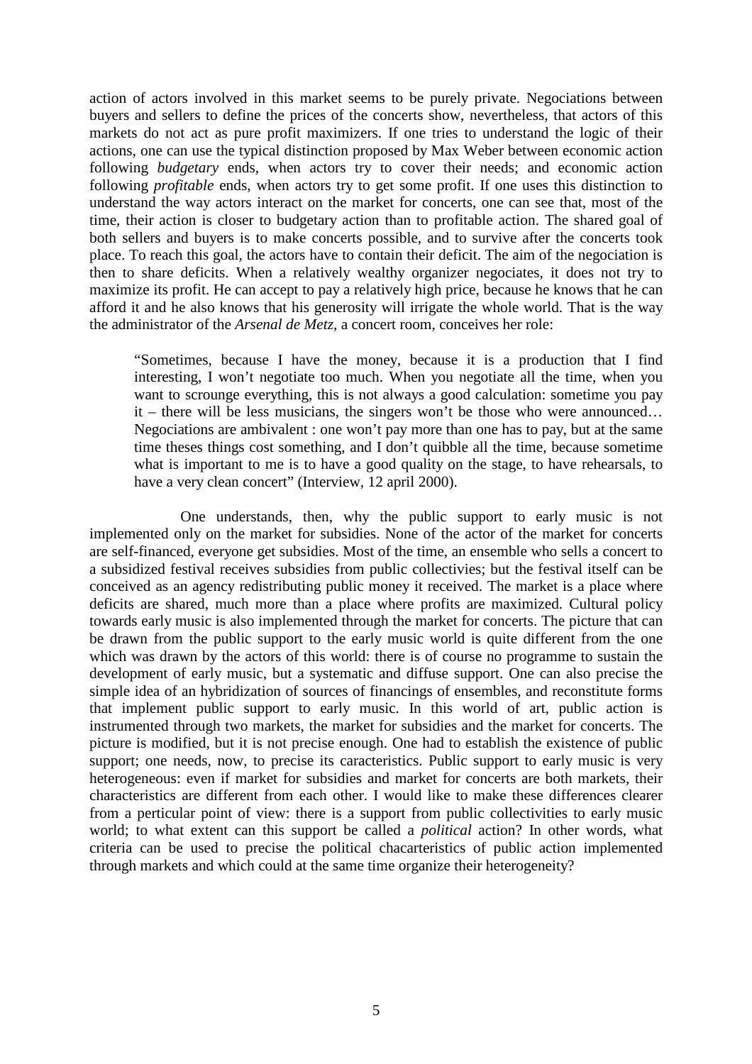action of actors involved in this market seems to be purely private. Negociations between buyers and sellers to define the prices of the concerts show, nevertheless, that actors of this markets do not act as pure profit maximizers. If one tries to understand the logic of their actions, one can use the typical distinction proposed by Max Weber between economic action following *budgetary* ends, when actors try to cover their needs; and economic action following *profitable* ends, when actors try to get some profit. If one uses this distinction to understand the way actors interact on the market for concerts, one can see that, most of the time, their action is closer to budgetary action than to profitable action. The shared goal of both sellers and buyers is to make concerts possible, and to survive after the concerts took place. To reach this goal, the actors have to contain their deficit. The aim of the negociation is then to share deficits. When a relatively wealthy organizer negociates, it does not try to maximize its profit. He can accept to pay a relatively high price, because he knows that he can afford it and he also knows that his generosity will irrigate the whole world. That is the way the administrator of the *Arsenal de Metz*, a concert room, conceives her role:

> "Sometimes, because I have the money, because it is a production that I find interesting, I won't negotiate too much. When you negotiate all the time, when you want to scrounge everything, this is not always a good calculation: sometime you pay it – there will be less musicians, the singers won't be those who were announced… Negociations are ambivalent : one won't pay more than one has to pay, but at the same time theses things cost something, and I don't quibble all the time, because sometime what is important to me is to have a good quality on the stage, to have rehearsals, to have a very clean concert" (Interview, 12 april 2000).

One understands, then, why the public support to early music is not implemented only on the market for subsidies. None of the actor of the market for concerts are self-financed, everyone get subsidies. Most of the time, an ensemble who sells a concert to a subsidized festival receives subsidies from public collectivies; but the festival itself can be conceived as an agency redistributing public money it received. The market is a place where deficits are shared, much more than a place where profits are maximized. Cultural policy towards early music is also implemented through the market for concerts. The picture that can be drawn from the public support to the early music world is quite different from the one which was drawn by the actors of this world: there is of course no programme to sustain the development of early music, but a systematic and diffuse support. One can also precise the simple idea of an hybridization of sources of financings of ensembles, and reconstitute forms that implement public support to early music. In this world of art, public action is instrumented through two markets, the market for subsidies and the market for concerts. The picture is modified, but it is not precise enough. One had to establish the existence of public support; one needs, now, to precise its caracteristics. Public support to early music is very heterogeneous: even if market for subsidies and market for concerts are both markets, their characteristics are different from each other. I would like to make these differences clearer from a perticular point of view: there is a support from public collectivities to early music world; to what extent can this support be called a *political* action? In other words, what criteria can be used to precise the political chacarteristics of public action implemented through markets and which could at the same time organize their heterogeneity?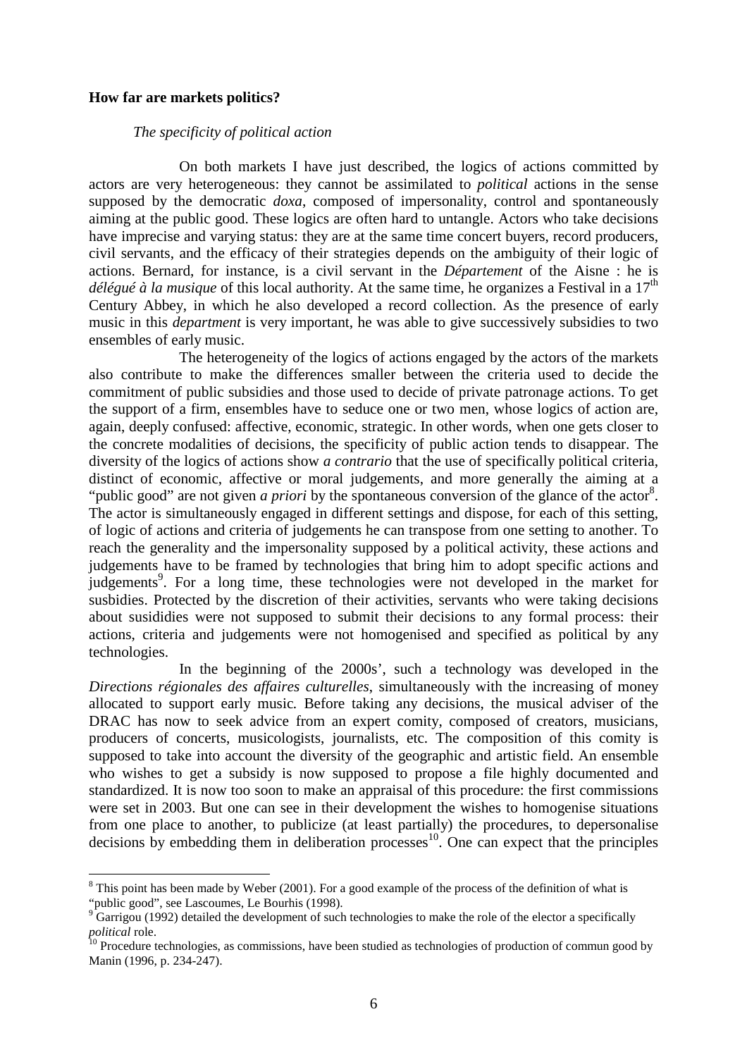**How far are markets politics?**

*The specificity of political action*

On both markets I have just described, the logics of actions committed by actors are very heterogeneous: they cannot be assimilated to *political* actions in the sense supposed by the democratic *doxa*, composed of impersonality, control and spontaneously aiming at the public good. These logics are often hard to untangle. Actors who take decisions have imprecise and varying status: they are at the same time concert buyers, record producers, civil servants, and the efficacy of their strategies depends on the ambiguity of their logic of actions. Bernard, for instance, is a civil servant in the *Département* of the Aisne : he is *délégué à la musique* of this local authority. At the same time, he organizes a Festival in a 17th Century Abbey, in which he also developed a record collection. As the presence of early music in this *department* is very important, he was able to give successively subsidies to two ensembles of early music.

The heterogeneity of the logics of actions engaged by the actors of the markets also contribute to make the differences smaller between the criteria used to decide the commitment of public subsidies and those used to decide of private patronage actions. To get the support of a firm, ensembles have to seduce one or two men, whose logics of action are, again, deeply confused: affective, economic, strategic. In other words, when one gets closer to the concrete modalities of decisions, the specificity of public action tends to disappear. The diversity of the logics of actions show *a contrario* that the use of specifically political criteria, distinct of economic, affective or moral judgements, and more generally the aiming at a "public good" are not given *a priori* by the spontaneous conversion of the glance of the actor[8]. The actor is simultaneously engaged in different settings and dispose, for each of this setting, of logic of actions and criteria of judgements he can transpose from one setting to another. To reach the generality and the impersonality supposed by a political activity, these actions and judgements have to be framed by technologies that bring him to adopt specific actions and judgements[9]. For a long time, these technologies were not developed in the market for susbidies. Protected by the discretion of their activities, servants who were taking decisions about susididies were not supposed to submit their decisions to any formal process: their actions, criteria and judgements were not homogenised and specified as political by any technologies.

In the beginning of the 2000s', such a technology was developed in the *Directions régionales des affaires culturelles*, simultaneously with the increasing of money allocated to support early music. Before taking any decisions, the musical adviser of the DRAC has now to seek advice from an expert comity, composed of creators, musicians, producers of concerts, musicologists, journalists, etc. The composition of this comity is supposed to take into account the diversity of the geographic and artistic field. An ensemble who wishes to get a subsidy is now supposed to propose a file highly documented and standardized. It is now too soon to make an appraisal of this procedure: the first commissions were set in 2003. But one can see in their development the wishes to homogenise situations from one place to another, to publicize (at least partially) the procedures, to depersonalise decisions by embedding them in deliberation processes[10]. One can expect that the principles

[8] This point has been made by Weber (2001). For a good example of the process of the definition of what is "public good", see Lascoumes, Le Bourhis (1998).

[9] Garrigou (1992) detailed the development of such technologies to make the role of the elector a specifically *political* role.

[10] Procedure technologies, as commissions, have been studied as technologies of production of commun good by Manin (1996, p. 234-247).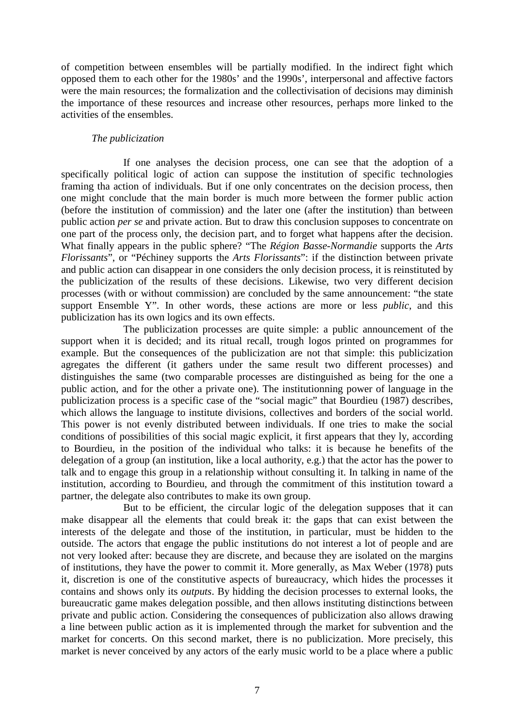of competition between ensembles will be partially modified. In the indirect fight which opposed them to each other for the 1980s' and the 1990s', interpersonal and affective factors were the main resources; the formalization and the collectivisation of decisions may diminish the importance of these resources and increase other resources, perhaps more linked to the activities of the ensembles.

*The publicization*

If one analyses the decision process, one can see that the adoption of a specifically political logic of action can suppose the institution of specific technologies framing tha action of individuals. But if one only concentrates on the decision process, then one might conclude that the main border is much more between the former public action (before the institution of commission) and the later one (after the institution) than between public action *per se* and private action. But to draw this conclusion supposes to concentrate on one part of the process only, the decision part, and to forget what happens after the decision. What finally appears in the public sphere? "The *Région Basse-Normandie* supports the *Arts Florissants*", or "Péchiney supports the *Arts Florissants*": if the distinction between private and public action can disappear in one considers the only decision process, it is reinstituted by the publicization of the results of these decisions. Likewise, two very different decision processes (with or without commission) are concluded by the same announcement: "the state support Ensemble Y". In other words, these actions are more or less *public*, and this publicization has its own logics and its own effects.

The publicization processes are quite simple: a public announcement of the support when it is decided; and its ritual recall, trough logos printed on programmes for example. But the consequences of the publicization are not that simple: this publicization agregates the different (it gathers under the same result two different processes) and distinguishes the same (two comparable processes are distinguished as being for the one a public action, and for the other a private one). The institutionning power of language in the publicization process is a specific case of the "social magic" that Bourdieu (1987) describes, which allows the language to institute divisions, collectives and borders of the social world. This power is not evenly distributed between individuals. If one tries to make the social conditions of possibilities of this social magic explicit, it first appears that they ly, according to Bourdieu, in the position of the individual who talks: it is because he benefits of the delegation of a group (an institution, like a local authority, e.g.) that the actor has the power to talk and to engage this group in a relationship without consulting it. In talking in name of the institution, according to Bourdieu, and through the commitment of this institution toward a partner, the delegate also contributes to make its own group.

But to be efficient, the circular logic of the delegation supposes that it can make disappear all the elements that could break it: the gaps that can exist between the interests of the delegate and those of the institution, in particular, must be hidden to the outside. The actors that engage the public institutions do not interest a lot of people and are not very looked after: because they are discrete, and because they are isolated on the margins of institutions, they have the power to commit it. More generally, as Max Weber (1978) puts it, discretion is one of the constitutive aspects of bureaucracy, which hides the processes it contains and shows only its *outputs*. By hidding the decision processes to external looks, the bureaucratic game makes delegation possible, and then allows instituting distinctions between private and public action. Considering the consequences of publicization also allows drawing a line between public action as it is implemented through the market for subvention and the market for concerts. On this second market, there is no publicization. More precisely, this market is never conceived by any actors of the early music world to be a place where a public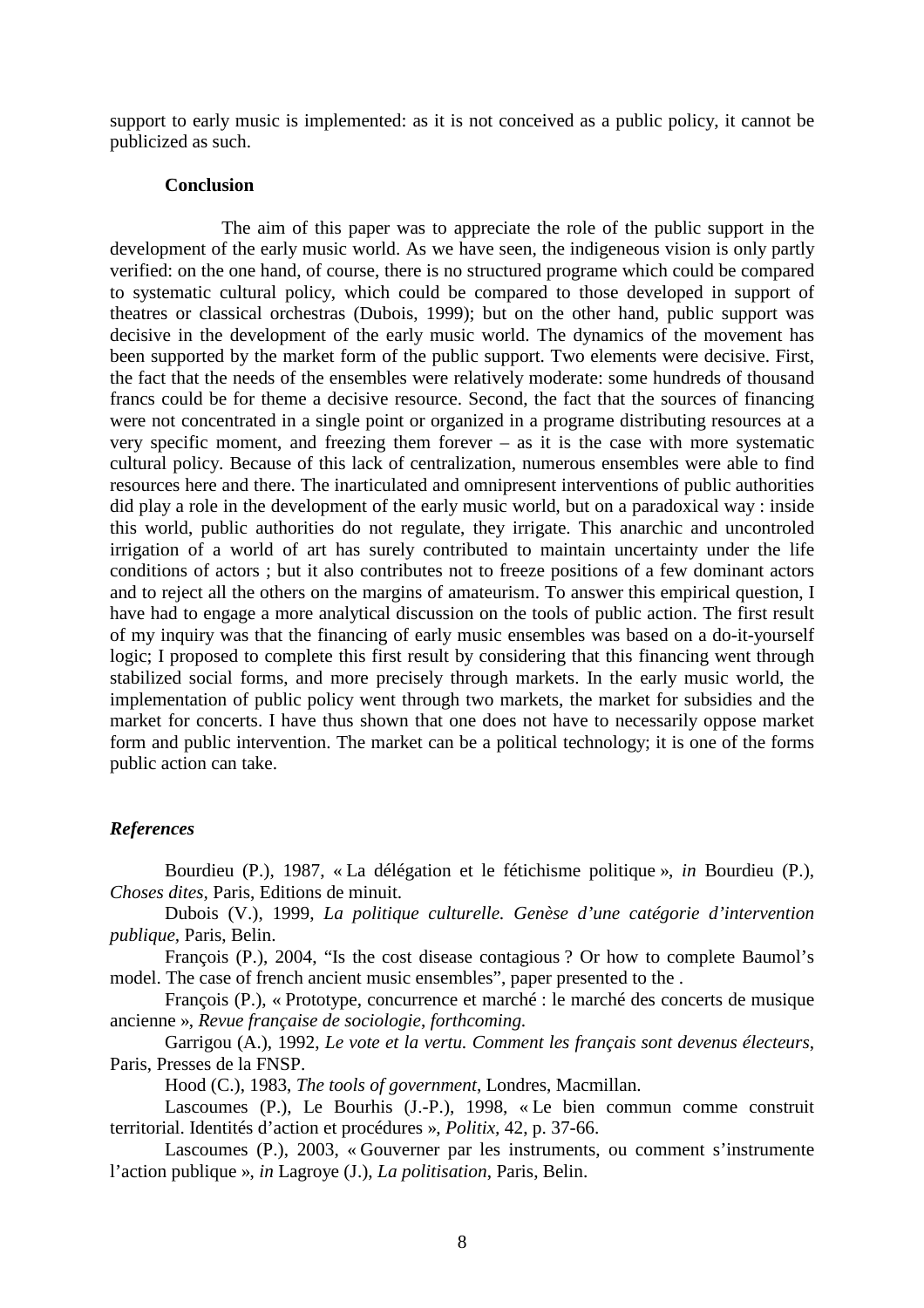support to early music is implemented: as it is not conceived as a public policy, it cannot be publicized as such.

### Conclusion

The aim of this paper was to appreciate the role of the public support in the development of the early music world. As we have seen, the indigeneous vision is only partly verified: on the one hand, of course, there is no structured programe which could be compared to systematic cultural policy, which could be compared to those developed in support of theatres or classical orchestras (Dubois, 1999); but on the other hand, public support was decisive in the development of the early music world. The dynamics of the movement has been supported by the market form of the public support. Two elements were decisive. First, the fact that the needs of the ensembles were relatively moderate: some hundreds of thousand francs could be for theme a decisive resource. Second, the fact that the sources of financing were not concentrated in a single point or organized in a programe distributing resources at a very specific moment, and freezing them forever – as it is the case with more systematic cultural policy. Because of this lack of centralization, numerous ensembles were able to find resources here and there. The inarticulated and omnipresent interventions of public authorities did play a role in the development of the early music world, but on a paradoxical way : inside this world, public authorities do not regulate, they irrigate. This anarchic and uncontroled irrigation of a world of art has surely contributed to maintain uncertainty under the life conditions of actors ; but it also contributes not to freeze positions of a few dominant actors and to reject all the others on the margins of amateurism. To answer this empirical question, I have had to engage a more analytical discussion on the tools of public action. The first result of my inquiry was that the financing of early music ensembles was based on a do-it-yourself logic; I proposed to complete this first result by considering that this financing went through stabilized social forms, and more precisely through markets. In the early music world, the implementation of public policy went through two markets, the market for subsidies and the market for concerts. I have thus shown that one does not have to necessarily oppose market form and public intervention. The market can be a political technology; it is one of the forms public action can take.

### *References*

Bourdieu (P.), 1987, « La délégation et le fétichisme politique », *in* Bourdieu (P.), *Choses dites*, Paris, Editions de minuit.

Dubois (V.), 1999, *La politique culturelle. Genèse d'une catégorie d'intervention publique*, Paris, Belin.

François (P.), 2004, "Is the cost disease contagious ? Or how to complete Baumol's model. The case of french ancient music ensembles", paper presented to the .

François (P.), « Prototype, concurrence et marché : le marché des concerts de musique ancienne », *Revue française de sociologie*, *forthcoming.*

Garrigou (A.), 1992, *Le vote et la vertu. Comment les français sont devenus électeurs*, Paris, Presses de la FNSP.

Hood (C.), 1983, *The tools of government*, Londres, Macmillan.

Lascoumes (P.), Le Bourhis (J.-P.), 1998, « Le bien commun comme construit territorial. Identités d'action et procédures », *Politix*, 42, p. 37-66.

Lascoumes (P.), 2003, « Gouverner par les instruments, ou comment s'instrumente l'action publique », *in* Lagroye (J.), *La politisation*, Paris, Belin.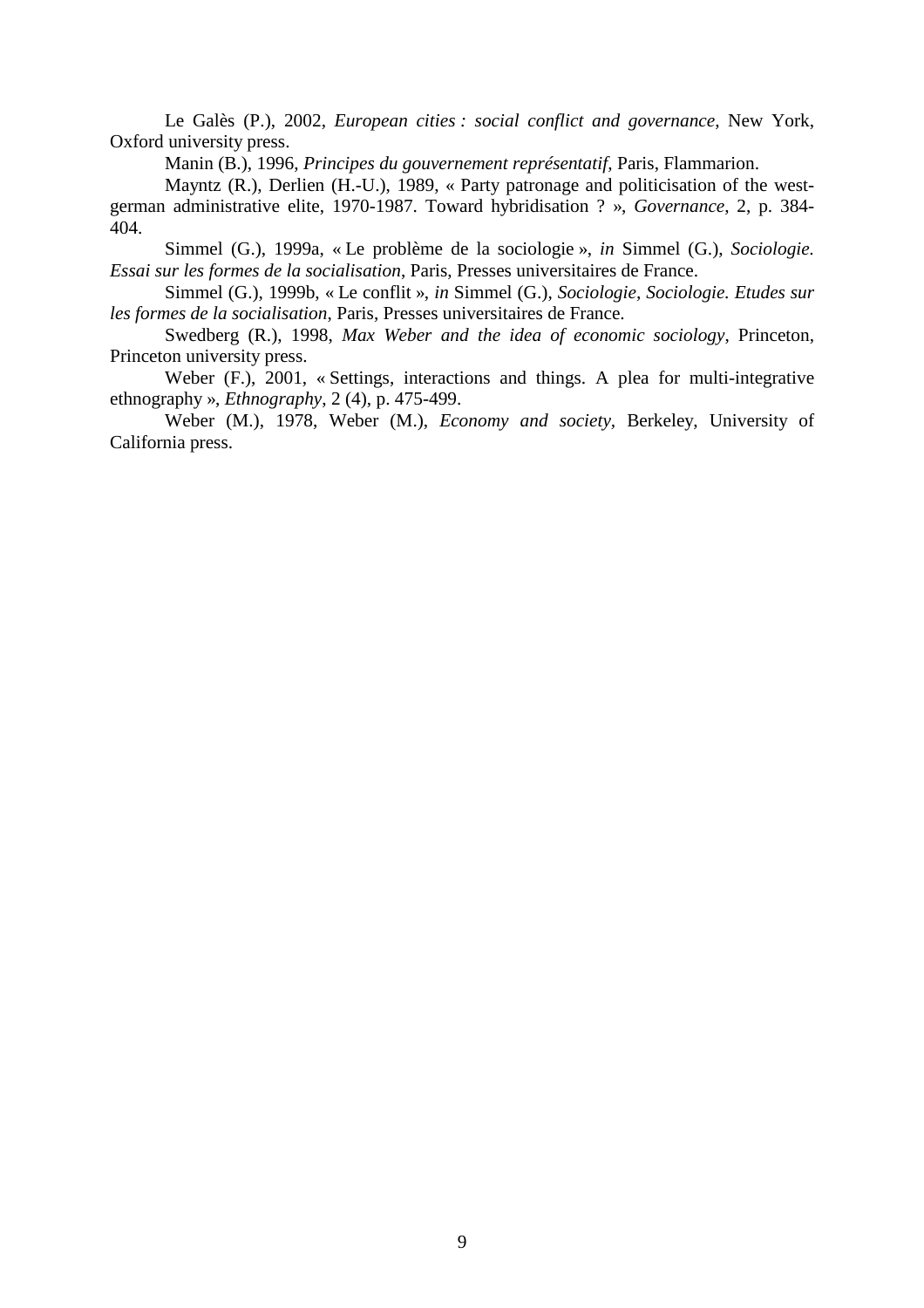Le Galès (P.), 2002, *European cities : social conflict and governance*, New York, Oxford university press.

Manin (B.), 1996, *Principes du gouvernement représentatif*, Paris, Flammarion.

Mayntz (R.), Derlien (H.-U.), 1989, « Party patronage and politicisation of the west-german administrative elite, 1970-1987. Toward hybridisation ? », *Governance*, 2, p. 384-404.

Simmel (G.), 1999a, « Le problème de la sociologie », *in* Simmel (G.), *Sociologie. Essai sur les formes de la socialisation*, Paris, Presses universitaires de France.

Simmel (G.), 1999b, « Le conflit », *in* Simmel (G.), *Sociologie, Sociologie. Etudes sur les formes de la socialisation*, Paris, Presses universitaires de France.

Swedberg (R.), 1998, *Max Weber and the idea of economic sociology*, Princeton, Princeton university press.

Weber (F.), 2001, « Settings, interactions and things. A plea for multi-integrative ethnography », *Ethnography*, 2 (4), p. 475-499.

Weber (M.), 1978, Weber (M.), *Economy and society*, Berkeley, University of California press.